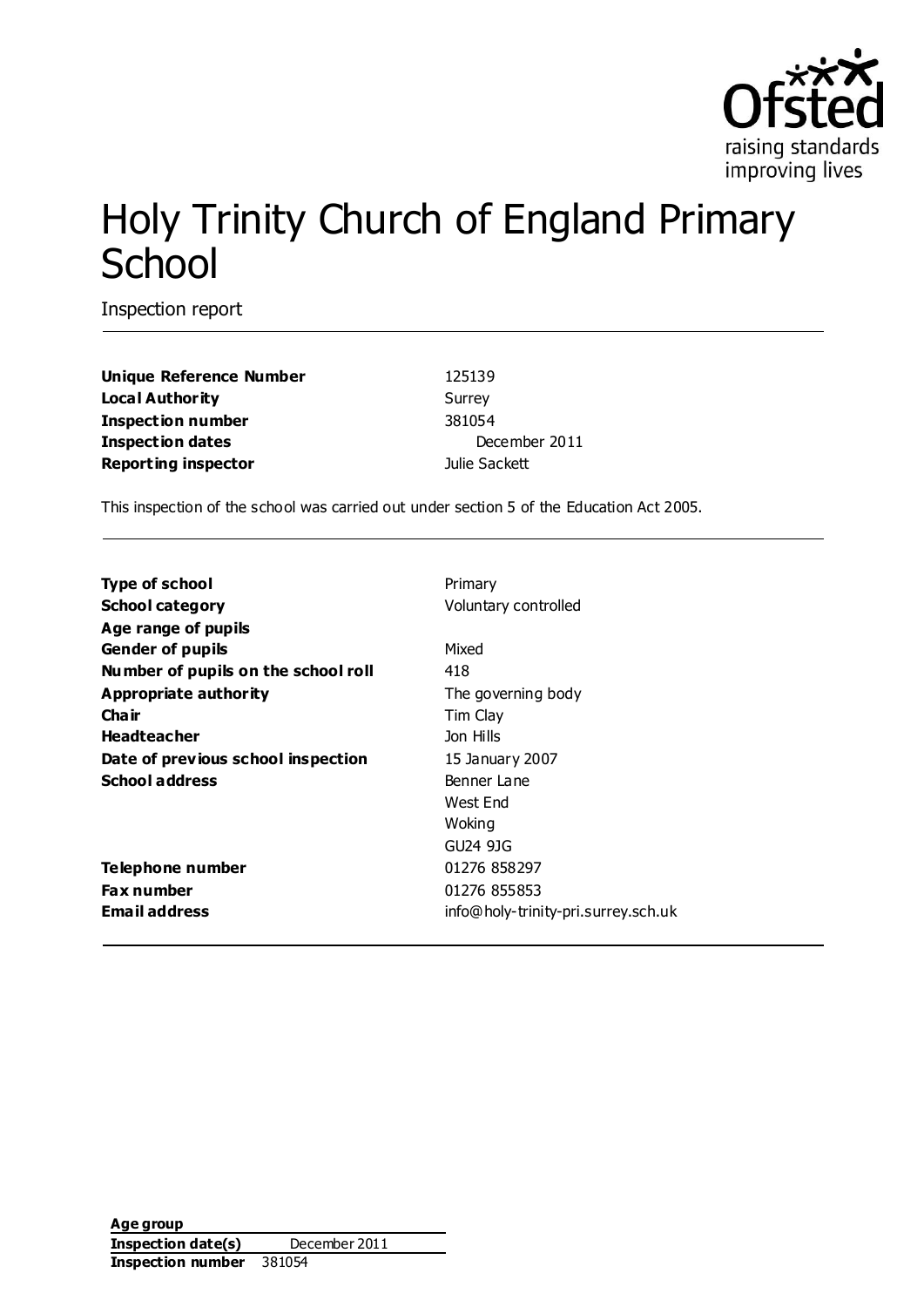# Holy Trinity Church of England Primary School

Inspection report

| | |
|---|---|
| **Unique Reference Number** | 125139 |
| **Local Authority** | Surrey |
| **Inspection number** | 381054 |
| **Inspection dates** | December 2011 |
| **Reporting inspector** | Julie Sackett |

This inspection of the school was carried out under section 5 of the Education Act 2005.

| | |
|---|---|
| **Type of school** | Primary |
| **School category** | Voluntary controlled |
| **Age range of pupils** | |
| **Gender of pupils** | Mixed |
| **Number of pupils on the school roll** | 418 |
| **Appropriate authority** | The governing body |
| **Chair** | Tim Clay |
| **Headteacher** | Jon Hills |
| **Date of previous school inspection** | 15 January 2007 |
| **School address** | Benner Lane<br>West End<br>Woking<br>GU24 9JG |
| **Telephone number** | 01276 858297 |
| **Fax number** | 01276 855853 |
| **Email address** | info@holy-trinity-pri.surrey.sch.uk |

| | |
|---|---|
| **Age group** | |
| **Inspection date(s)** | December 2011 |
| **Inspection number** | 381054 |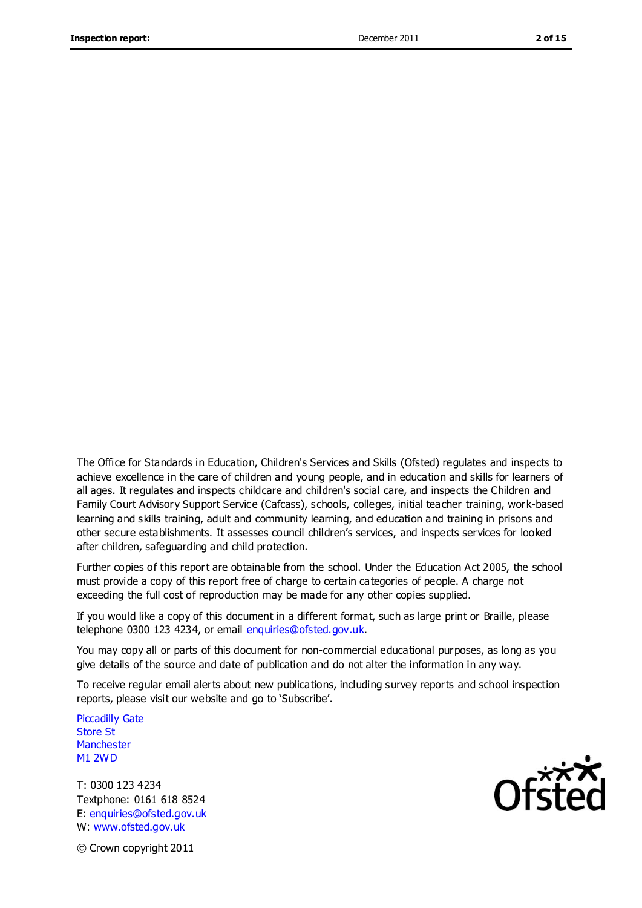The Office for Standards in Education, Children's Services and Skills (Ofsted) regulates and inspects to achieve excellence in the care of children and young people, and in education and skills for learners of all ages. It regulates and inspects childcare and children's social care, and inspects the Children and Family Court Advisory Support Service (Cafcass), schools, colleges, initial teacher training, work-based learning and skills training, adult and community learning, and education and training in prisons and other secure establishments. It assesses council children's services, and inspects services for looked after children, safeguarding and child protection.

Further copies of this report are obtainable from the school. Under the Education Act 2005, the school must provide a copy of this report free of charge to certain categories of people. A charge not exceeding the full cost of reproduction may be made for any other copies supplied.

If you would like a copy of this document in a different format, such as large print or Braille, please telephone 0300 123 4234, or email enquiries@ofsted.gov.uk.

You may copy all or parts of this document for non-commercial educational purposes, as long as you give details of the source and date of publication and do not alter the information in any way.

To receive regular email alerts about new publications, including survey reports and school inspection reports, please visit our website and go to 'Subscribe'.

Piccadilly Gate
Store St
Manchester
M1 2WD

T: 0300 123 4234
Textphone: 0161 618 8524
E: enquiries@ofsted.gov.uk
W: www.ofsted.gov.uk

© Crown copyright 2011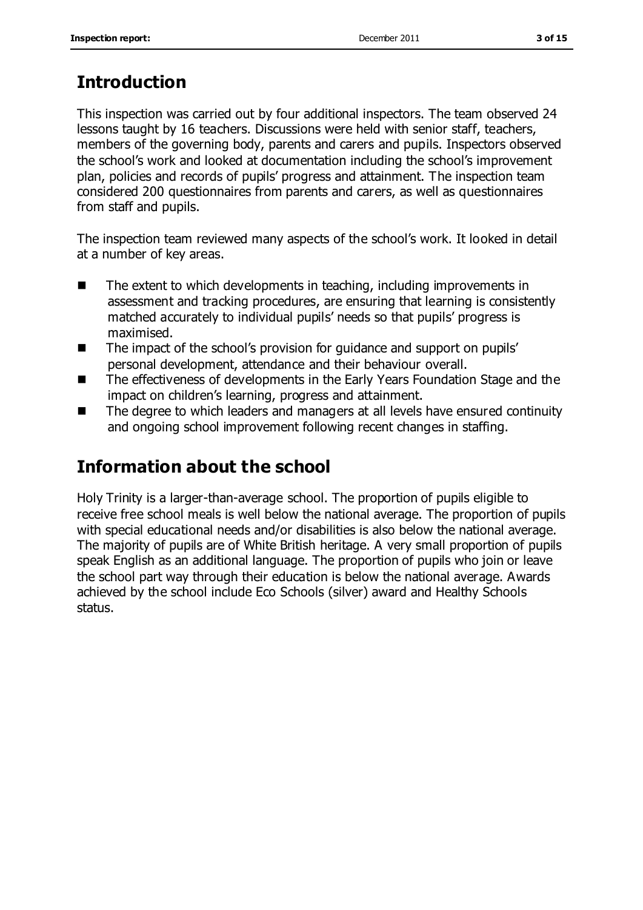## Introduction

This inspection was carried out by four additional inspectors. The team observed 24 lessons taught by 16 teachers. Discussions were held with senior staff, teachers, members of the governing body, parents and carers and pupils. Inspectors observed the school's work and looked at documentation including the school's improvement plan, policies and records of pupils' progress and attainment. The inspection team considered 200 questionnaires from parents and carers, as well as questionnaires from staff and pupils.

The inspection team reviewed many aspects of the school's work. It looked in detail at a number of key areas.

- The extent to which developments in teaching, including improvements in assessment and tracking procedures, are ensuring that learning is consistently matched accurately to individual pupils' needs so that pupils' progress is maximised.
- The impact of the school's provision for guidance and support on pupils' personal development, attendance and their behaviour overall.
- The effectiveness of developments in the Early Years Foundation Stage and the impact on children's learning, progress and attainment.
- The degree to which leaders and managers at all levels have ensured continuity and ongoing school improvement following recent changes in staffing.

## Information about the school

Holy Trinity is a larger-than-average school. The proportion of pupils eligible to receive free school meals is well below the national average. The proportion of pupils with special educational needs and/or disabilities is also below the national average. The majority of pupils are of White British heritage. A very small proportion of pupils speak English as an additional language. The proportion of pupils who join or leave the school part way through their education is below the national average. Awards achieved by the school include Eco Schools (silver) award and Healthy Schools status.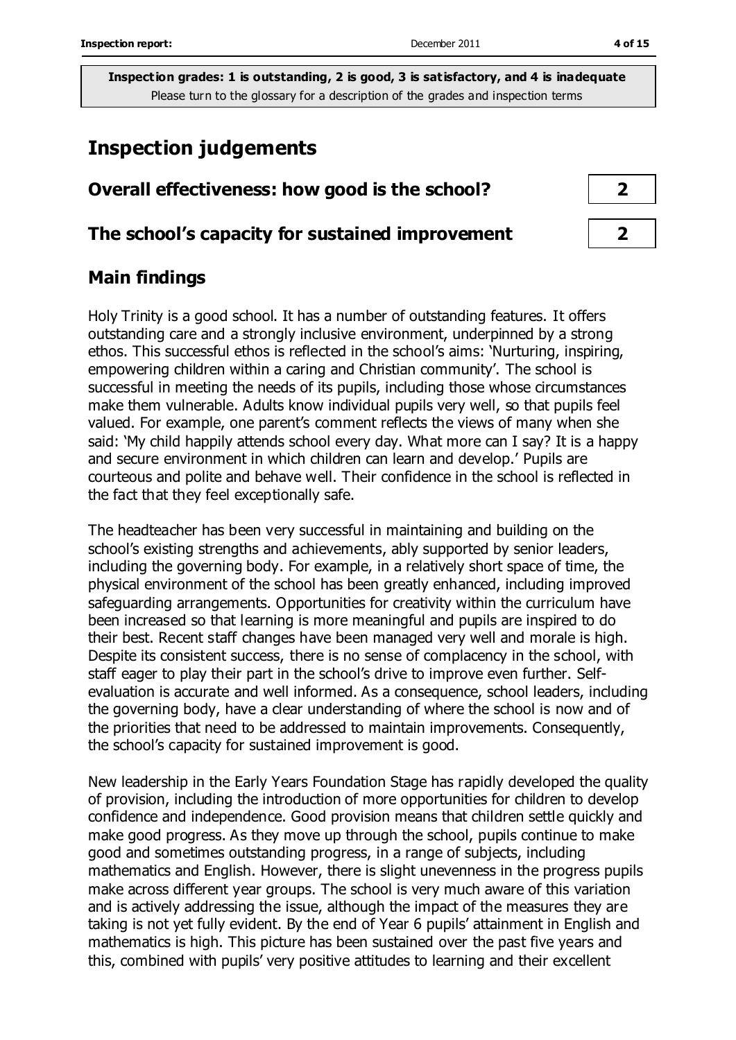**Inspection grades: 1 is outstanding, 2 is good, 3 is satisfactory, and 4 is inadequate**
Please turn to the glossary for a description of the grades and inspection terms

# Inspection judgements

| | |
|---|---|
| **Overall effectiveness: how good is the school?** | **2** |
| **The school's capacity for sustained improvement** | **2** |

## Main findings

Holy Trinity is a good school. It has a number of outstanding features. It offers outstanding care and a strongly inclusive environment, underpinned by a strong ethos. This successful ethos is reflected in the school's aims: 'Nurturing, inspiring, empowering children within a caring and Christian community'. The school is successful in meeting the needs of its pupils, including those whose circumstances make them vulnerable. Adults know individual pupils very well, so that pupils feel valued. For example, one parent's comment reflects the views of many when she said: 'My child happily attends school every day. What more can I say? It is a happy and secure environment in which children can learn and develop.' Pupils are courteous and polite and behave well. Their confidence in the school is reflected in the fact that they feel exceptionally safe.

The headteacher has been very successful in maintaining and building on the school's existing strengths and achievements, ably supported by senior leaders, including the governing body. For example, in a relatively short space of time, the physical environment of the school has been greatly enhanced, including improved safeguarding arrangements. Opportunities for creativity within the curriculum have been increased so that learning is more meaningful and pupils are inspired to do their best. Recent staff changes have been managed very well and morale is high. Despite its consistent success, there is no sense of complacency in the school, with staff eager to play their part in the school's drive to improve even further. Self-evaluation is accurate and well informed. As a consequence, school leaders, including the governing body, have a clear understanding of where the school is now and of the priorities that need to be addressed to maintain improvements. Consequently, the school's capacity for sustained improvement is good.

New leadership in the Early Years Foundation Stage has rapidly developed the quality of provision, including the introduction of more opportunities for children to develop confidence and independence. Good provision means that children settle quickly and make good progress. As they move up through the school, pupils continue to make good and sometimes outstanding progress, in a range of subjects, including mathematics and English. However, there is slight unevenness in the progress pupils make across different year groups. The school is very much aware of this variation and is actively addressing the issue, although the impact of the measures they are taking is not yet fully evident. By the end of Year 6 pupils' attainment in English and mathematics is high. This picture has been sustained over the past five years and this, combined with pupils' very positive attitudes to learning and their excellent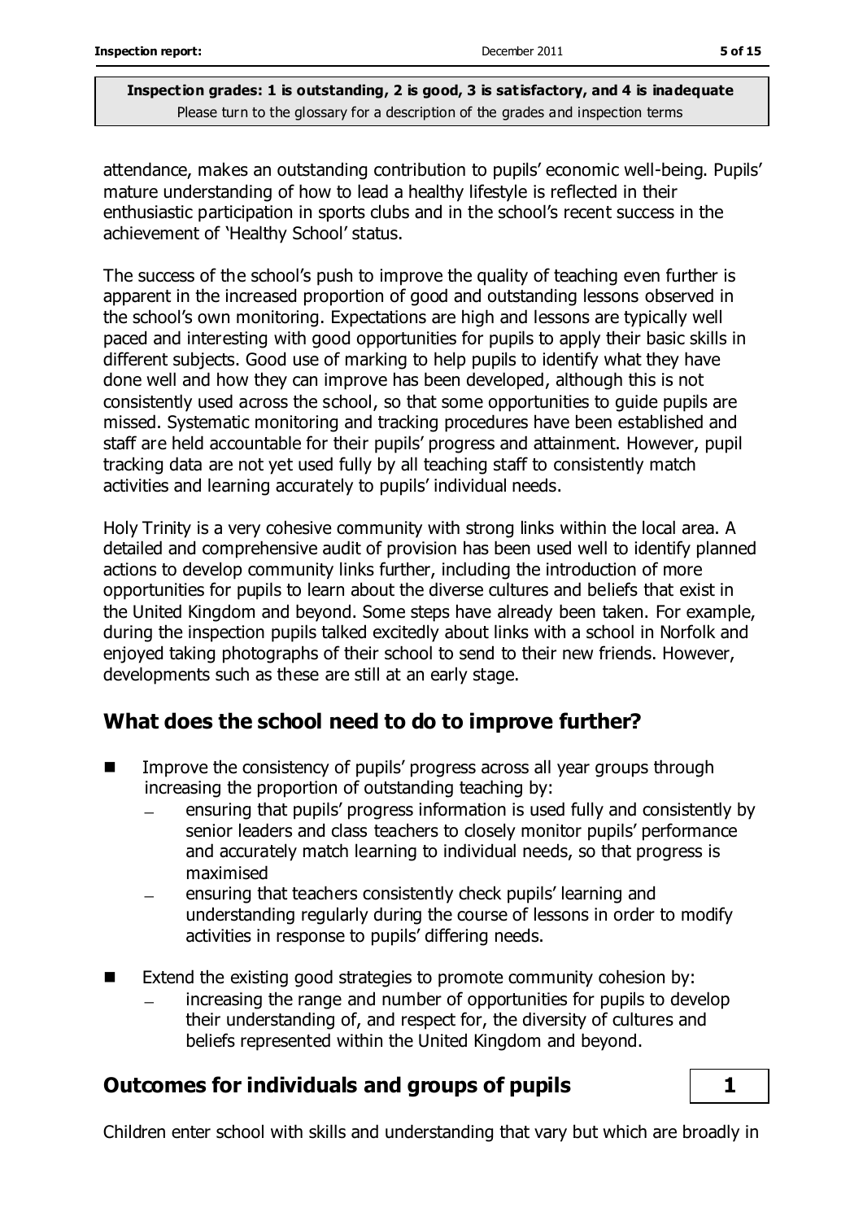attendance, makes an outstanding contribution to pupils' economic well-being. Pupils' mature understanding of how to lead a healthy lifestyle is reflected in their enthusiastic participation in sports clubs and in the school's recent success in the achievement of 'Healthy School' status.

The success of the school's push to improve the quality of teaching even further is apparent in the increased proportion of good and outstanding lessons observed in the school's own monitoring. Expectations are high and lessons are typically well paced and interesting with good opportunities for pupils to apply their basic skills in different subjects. Good use of marking to help pupils to identify what they have done well and how they can improve has been developed, although this is not consistently used across the school, so that some opportunities to guide pupils are missed. Systematic monitoring and tracking procedures have been established and staff are held accountable for their pupils' progress and attainment. However, pupil tracking data are not yet used fully by all teaching staff to consistently match activities and learning accurately to pupils' individual needs.

Holy Trinity is a very cohesive community with strong links within the local area. A detailed and comprehensive audit of provision has been used well to identify planned actions to develop community links further, including the introduction of more opportunities for pupils to learn about the diverse cultures and beliefs that exist in the United Kingdom and beyond. Some steps have already been taken. For example, during the inspection pupils talked excitedly about links with a school in Norfolk and enjoyed taking photographs of their school to send to their new friends. However, developments such as these are still at an early stage.

## What does the school need to do to improve further?

- Improve the consistency of pupils' progress across all year groups through increasing the proportion of outstanding teaching by:
  - ensuring that pupils' progress information is used fully and consistently by senior leaders and class teachers to closely monitor pupils' performance and accurately match learning to individual needs, so that progress is maximised
  - ensuring that teachers consistently check pupils' learning and understanding regularly during the course of lessons in order to modify activities in response to pupils' differing needs.
- Extend the existing good strategies to promote community cohesion by:
  - increasing the range and number of opportunities for pupils to develop their understanding of, and respect for, the diversity of cultures and beliefs represented within the United Kingdom and beyond.

## Outcomes for individuals and groups of pupils — 1

Children enter school with skills and understanding that vary but which are broadly in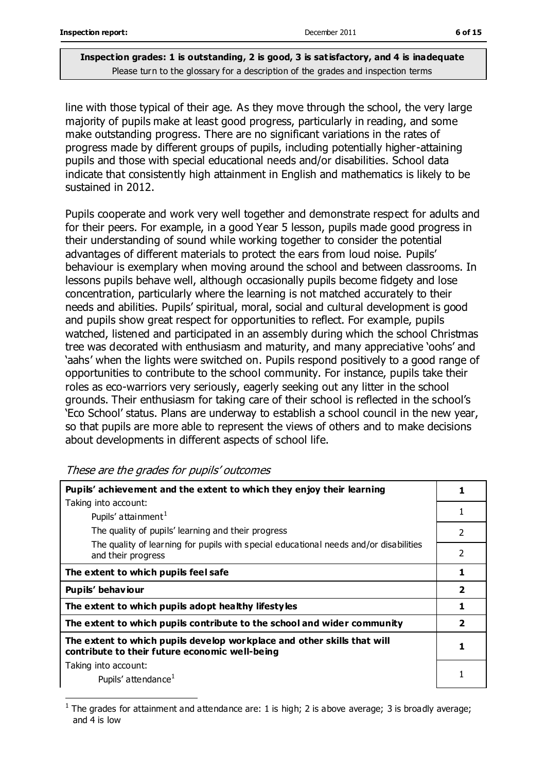**Inspection grades: 1 is outstanding, 2 is good, 3 is satisfactory, and 4 is inadequate**
Please turn to the glossary for a description of the grades and inspection terms

line with those typical of their age. As they move through the school, the very large majority of pupils make at least good progress, particularly in reading, and some make outstanding progress. There are no significant variations in the rates of progress made by different groups of pupils, including potentially higher-attaining pupils and those with special educational needs and/or disabilities. School data indicate that consistently high attainment in English and mathematics is likely to be sustained in 2012.

Pupils cooperate and work very well together and demonstrate respect for adults and for their peers. For example, in a good Year 5 lesson, pupils made good progress in their understanding of sound while working together to consider the potential advantages of different materials to protect the ears from loud noise. Pupils' behaviour is exemplary when moving around the school and between classrooms. In lessons pupils behave well, although occasionally pupils become fidgety and lose concentration, particularly where the learning is not matched accurately to their needs and abilities. Pupils' spiritual, moral, social and cultural development is good and pupils show great respect for opportunities to reflect. For example, pupils watched, listened and participated in an assembly during which the school Christmas tree was decorated with enthusiasm and maturity, and many appreciative 'oohs' and 'aahs' when the lights were switched on. Pupils respond positively to a good range of opportunities to contribute to the school community. For instance, pupils take their roles as eco-warriors very seriously, eagerly seeking out any litter in the school grounds. Their enthusiasm for taking care of their school is reflected in the school's 'Eco School' status. Plans are underway to establish a school council in the new year, so that pupils are more able to represent the views of others and to make decisions about developments in different aspects of school life.

*These are the grades for pupils' outcomes*

| | |
|---|---|
| **Pupils' achievement and the extent to which they enjoy their learning** | **1** |
| Taking into account: Pupils' attainment[1] | 1 |
| The quality of pupils' learning and their progress | 2 |
| The quality of learning for pupils with special educational needs and/or disabilities and their progress | 2 |
| **The extent to which pupils feel safe** | **1** |
| **Pupils' behaviour** | **2** |
| **The extent to which pupils adopt healthy lifestyles** | **1** |
| **The extent to which pupils contribute to the school and wider community** | **2** |
| **The extent to which pupils develop workplace and other skills that will contribute to their future economic well-being** | **1** |
| Taking into account: Pupils' attendance[1] | 1 |

[1] The grades for attainment and attendance are: 1 is high; 2 is above average; 3 is broadly average; and 4 is low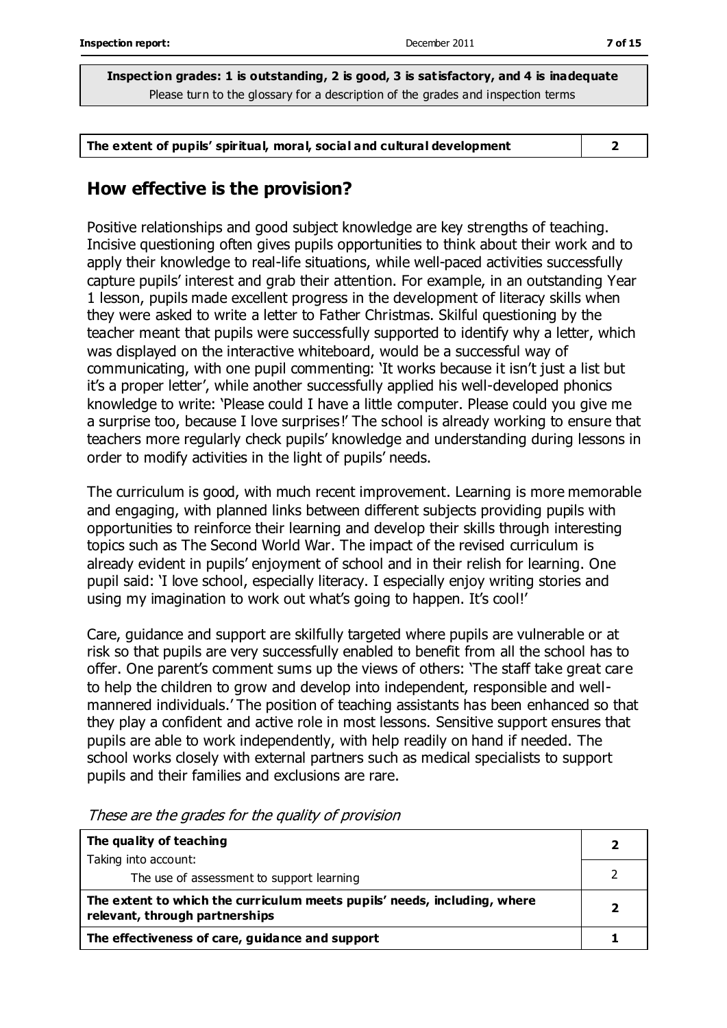**Inspection grades: 1 is outstanding, 2 is good, 3 is satisfactory, and 4 is inadequate**
Please turn to the glossary for a description of the grades and inspection terms

| The extent of pupils' spiritual, moral, social and cultural development | 2 |
|---|---|

## How effective is the provision?

Positive relationships and good subject knowledge are key strengths of teaching. Incisive questioning often gives pupils opportunities to think about their work and to apply their knowledge to real-life situations, while well-paced activities successfully capture pupils' interest and grab their attention. For example, in an outstanding Year 1 lesson, pupils made excellent progress in the development of literacy skills when they were asked to write a letter to Father Christmas. Skilful questioning by the teacher meant that pupils were successfully supported to identify why a letter, which was displayed on the interactive whiteboard, would be a successful way of communicating, with one pupil commenting: 'It works because it isn't just a list but it's a proper letter', while another successfully applied his well-developed phonics knowledge to write: 'Please could I have a little computer. Please could you give me a surprise too, because I love surprises!' The school is already working to ensure that teachers more regularly check pupils' knowledge and understanding during lessons in order to modify activities in the light of pupils' needs.

The curriculum is good, with much recent improvement. Learning is more memorable and engaging, with planned links between different subjects providing pupils with opportunities to reinforce their learning and develop their skills through interesting topics such as The Second World War. The impact of the revised curriculum is already evident in pupils' enjoyment of school and in their relish for learning. One pupil said: 'I love school, especially literacy. I especially enjoy writing stories and using my imagination to work out what's going to happen. It's cool!'

Care, guidance and support are skilfully targeted where pupils are vulnerable or at risk so that pupils are very successfully enabled to benefit from all the school has to offer. One parent's comment sums up the views of others: 'The staff take great care to help the children to grow and develop into independent, responsible and well-mannered individuals.' The position of teaching assistants has been enhanced so that they play a confident and active role in most lessons. Sensitive support ensures that pupils are able to work independently, with help readily on hand if needed. The school works closely with external partners such as medical specialists to support pupils and their families and exclusions are rare.

*These are the grades for the quality of provision*

| Provision | Grade |
|---|---|
| **The quality of teaching** | **2** |
| Taking into account: The use of assessment to support learning | 2 |
| **The extent to which the curriculum meets pupils' needs, including, where relevant, through partnerships** | **2** |
| **The effectiveness of care, guidance and support** | **1** |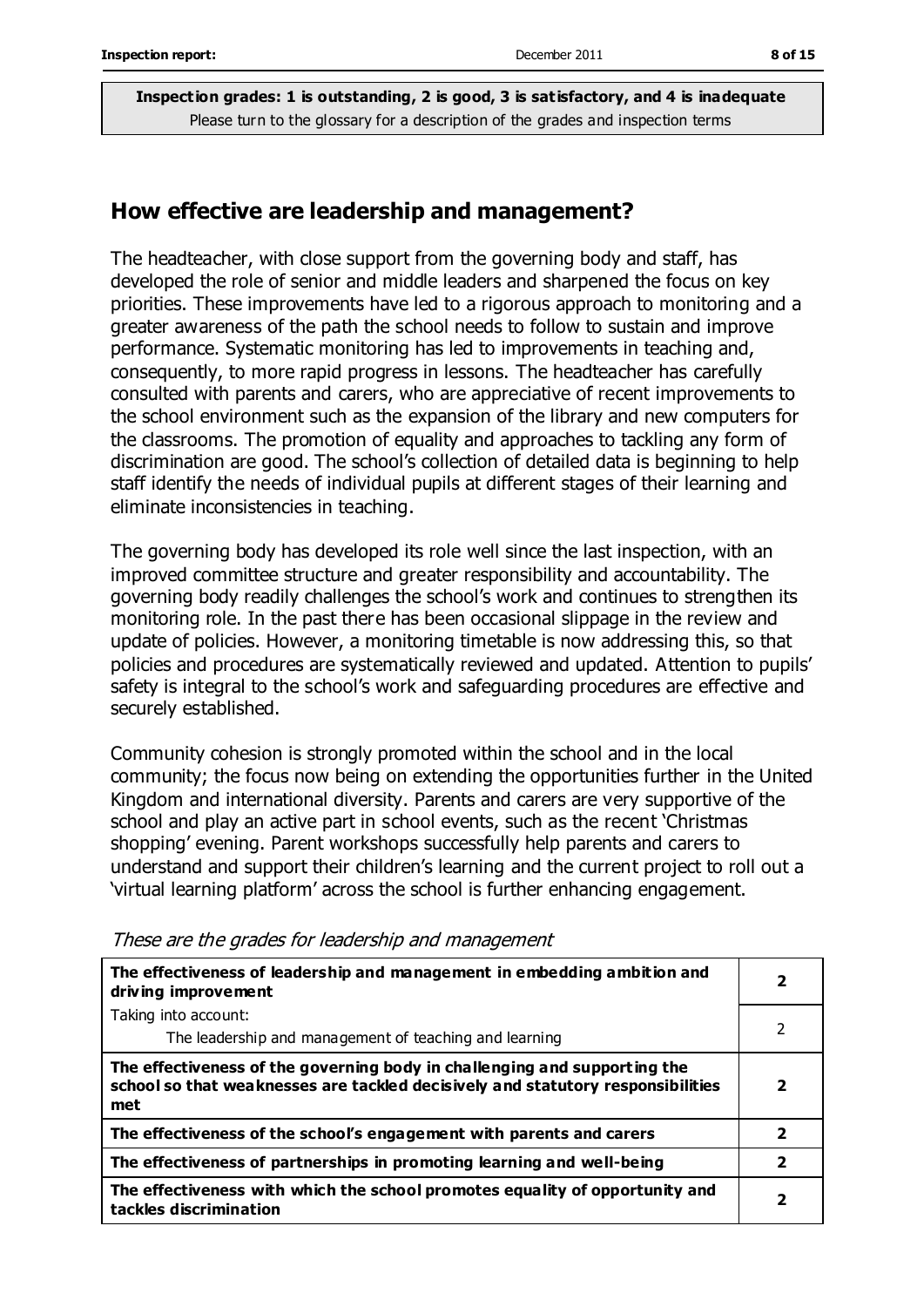**Inspection grades: 1 is outstanding, 2 is good, 3 is satisfactory, and 4 is inadequate**
Please turn to the glossary for a description of the grades and inspection terms

## How effective are leadership and management?

The headteacher, with close support from the governing body and staff, has developed the role of senior and middle leaders and sharpened the focus on key priorities. These improvements have led to a rigorous approach to monitoring and a greater awareness of the path the school needs to follow to sustain and improve performance. Systematic monitoring has led to improvements in teaching and, consequently, to more rapid progress in lessons. The headteacher has carefully consulted with parents and carers, who are appreciative of recent improvements to the school environment such as the expansion of the library and new computers for the classrooms. The promotion of equality and approaches to tackling any form of discrimination are good. The school's collection of detailed data is beginning to help staff identify the needs of individual pupils at different stages of their learning and eliminate inconsistencies in teaching.

The governing body has developed its role well since the last inspection, with an improved committee structure and greater responsibility and accountability. The governing body readily challenges the school's work and continues to strengthen its monitoring role. In the past there has been occasional slippage in the review and update of policies. However, a monitoring timetable is now addressing this, so that policies and procedures are systematically reviewed and updated. Attention to pupils' safety is integral to the school's work and safeguarding procedures are effective and securely established.

Community cohesion is strongly promoted within the school and in the local community; the focus now being on extending the opportunities further in the United Kingdom and international diversity. Parents and carers are very supportive of the school and play an active part in school events, such as the recent 'Christmas shopping' evening. Parent workshops successfully help parents and carers to understand and support their children's learning and the current project to roll out a 'virtual learning platform' across the school is further enhancing engagement.

*These are the grades for leadership and management*

| | |
|---|---|
| **The effectiveness of leadership and management in embedding ambition and driving improvement** | **2** |
| Taking into account: The leadership and management of teaching and learning | 2 |
| **The effectiveness of the governing body in challenging and supporting the school so that weaknesses are tackled decisively and statutory responsibilities met** | **2** |
| **The effectiveness of the school's engagement with parents and carers** | **2** |
| **The effectiveness of partnerships in promoting learning and well-being** | **2** |
| **The effectiveness with which the school promotes equality of opportunity and tackles discrimination** | **2** |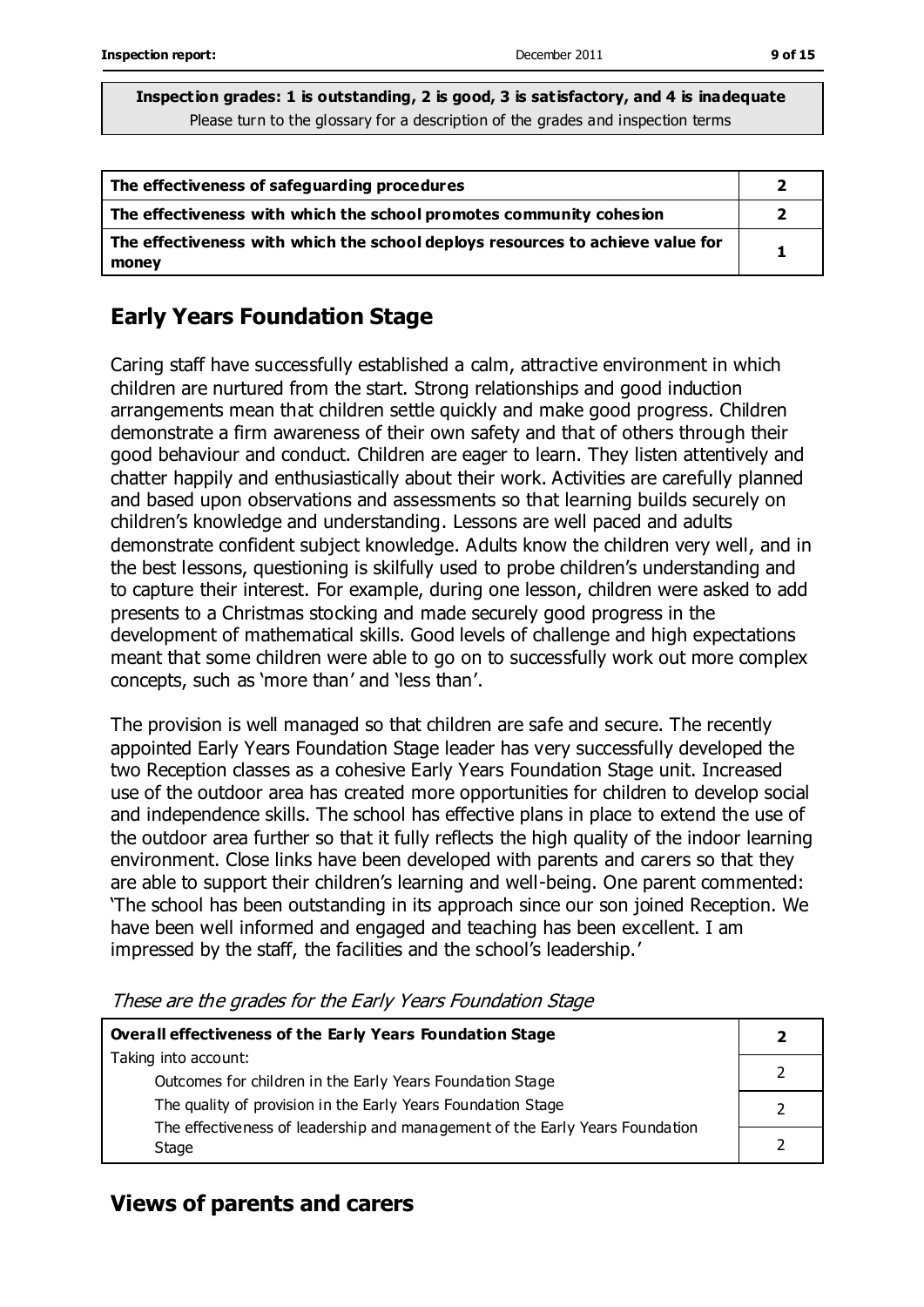**Inspection grades: 1 is outstanding, 2 is good, 3 is satisfactory, and 4 is inadequate**
Please turn to the glossary for a description of the grades and inspection terms

| | |
|---|---|
| **The effectiveness of safeguarding procedures** | **2** |
| **The effectiveness with which the school promotes community cohesion** | **2** |
| **The effectiveness with which the school deploys resources to achieve value for money** | **1** |

## Early Years Foundation Stage

Caring staff have successfully established a calm, attractive environment in which children are nurtured from the start. Strong relationships and good induction arrangements mean that children settle quickly and make good progress. Children demonstrate a firm awareness of their own safety and that of others through their good behaviour and conduct. Children are eager to learn. They listen attentively and chatter happily and enthusiastically about their work. Activities are carefully planned and based upon observations and assessments so that learning builds securely on children's knowledge and understanding. Lessons are well paced and adults demonstrate confident subject knowledge. Adults know the children very well, and in the best lessons, questioning is skilfully used to probe children's understanding and to capture their interest. For example, during one lesson, children were asked to add presents to a Christmas stocking and made securely good progress in the development of mathematical skills. Good levels of challenge and high expectations meant that some children were able to go on to successfully work out more complex concepts, such as 'more than' and 'less than'.

The provision is well managed so that children are safe and secure. The recently appointed Early Years Foundation Stage leader has very successfully developed the two Reception classes as a cohesive Early Years Foundation Stage unit. Increased use of the outdoor area has created more opportunities for children to develop social and independence skills. The school has effective plans in place to extend the use of the outdoor area further so that it fully reflects the high quality of the indoor learning environment. Close links have been developed with parents and carers so that they are able to support their children's learning and well-being. One parent commented: 'The school has been outstanding in its approach since our son joined Reception. We have been well informed and engaged and teaching has been excellent. I am impressed by the staff, the facilities and the school's leadership.'

*These are the grades for the Early Years Foundation Stage*

| | |
|---|---|
| **Overall effectiveness of the Early Years Foundation Stage** | **2** |
| Taking into account: Outcomes for children in the Early Years Foundation Stage | 2 |
| The quality of provision in the Early Years Foundation Stage | 2 |
| The effectiveness of leadership and management of the Early Years Foundation Stage | 2 |

## Views of parents and carers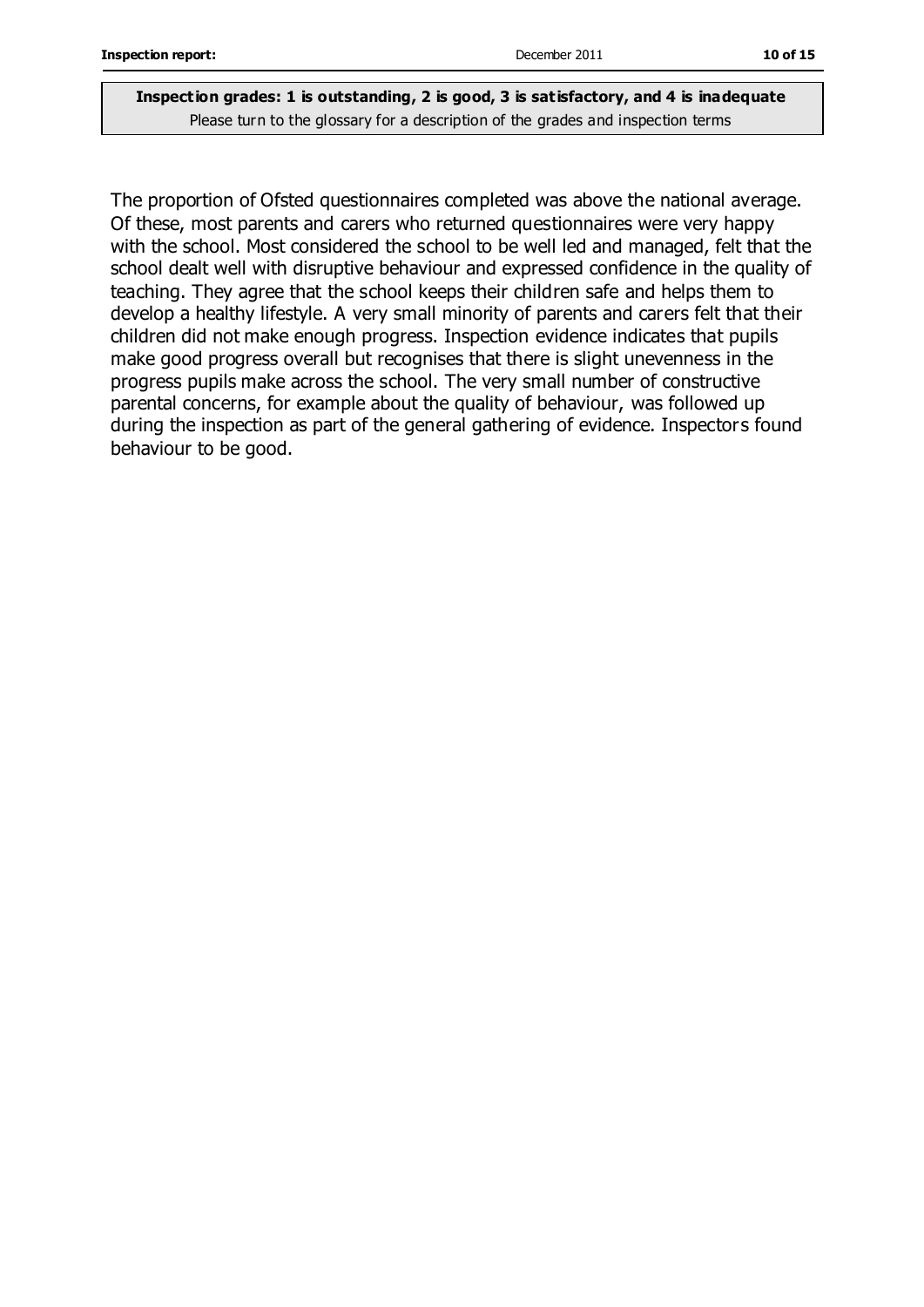**Inspection grades: 1 is outstanding, 2 is good, 3 is satisfactory, and 4 is inadequate**
Please turn to the glossary for a description of the grades and inspection terms

The proportion of Ofsted questionnaires completed was above the national average. Of these, most parents and carers who returned questionnaires were very happy with the school. Most considered the school to be well led and managed, felt that the school dealt well with disruptive behaviour and expressed confidence in the quality of teaching. They agree that the school keeps their children safe and helps them to develop a healthy lifestyle. A very small minority of parents and carers felt that their children did not make enough progress. Inspection evidence indicates that pupils make good progress overall but recognises that there is slight unevenness in the progress pupils make across the school. The very small number of constructive parental concerns, for example about the quality of behaviour, was followed up during the inspection as part of the general gathering of evidence. Inspectors found behaviour to be good.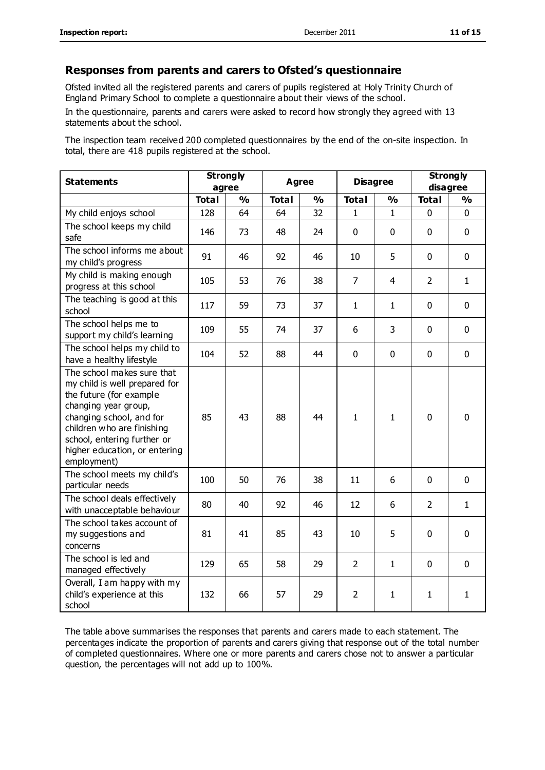## Responses from parents and carers to Ofsted's questionnaire

Ofsted invited all the registered parents and carers of pupils registered at Holy Trinity Church of England Primary School to complete a questionnaire about their views of the school.

In the questionnaire, parents and carers were asked to record how strongly they agreed with 13 statements about the school.

The inspection team received 200 completed questionnaires by the end of the on-site inspection. In total, there are 418 pupils registered at the school.

| Statements | Strongly agree | | Agree | | Disagree | | Strongly disagree | |
|---|---|---|---|---|---|---|---|---|
| | Total | % | Total | % | Total | % | Total | % |
| My child enjoys school | 128 | 64 | 64 | 32 | 1 | 1 | 0 | 0 |
| The school keeps my child safe | 146 | 73 | 48 | 24 | 0 | 0 | 0 | 0 |
| The school informs me about my child's progress | 91 | 46 | 92 | 46 | 10 | 5 | 0 | 0 |
| My child is making enough progress at this school | 105 | 53 | 76 | 38 | 7 | 4 | 2 | 1 |
| The teaching is good at this school | 117 | 59 | 73 | 37 | 1 | 1 | 0 | 0 |
| The school helps me to support my child's learning | 109 | 55 | 74 | 37 | 6 | 3 | 0 | 0 |
| The school helps my child to have a healthy lifestyle | 104 | 52 | 88 | 44 | 0 | 0 | 0 | 0 |
| The school makes sure that my child is well prepared for the future (for example changing year group, changing school, and for children who are finishing school, entering further or higher education, or entering employment) | 85 | 43 | 88 | 44 | 1 | 1 | 0 | 0 |
| The school meets my child's particular needs | 100 | 50 | 76 | 38 | 11 | 6 | 0 | 0 |
| The school deals effectively with unacceptable behaviour | 80 | 40 | 92 | 46 | 12 | 6 | 2 | 1 |
| The school takes account of my suggestions and concerns | 81 | 41 | 85 | 43 | 10 | 5 | 0 | 0 |
| The school is led and managed effectively | 129 | 65 | 58 | 29 | 2 | 1 | 0 | 0 |
| Overall, I am happy with my child's experience at this school | 132 | 66 | 57 | 29 | 2 | 1 | 1 | 1 |

The table above summarises the responses that parents and carers made to each statement. The percentages indicate the proportion of parents and carers giving that response out of the total number of completed questionnaires. Where one or more parents and carers chose not to answer a particular question, the percentages will not add up to 100%.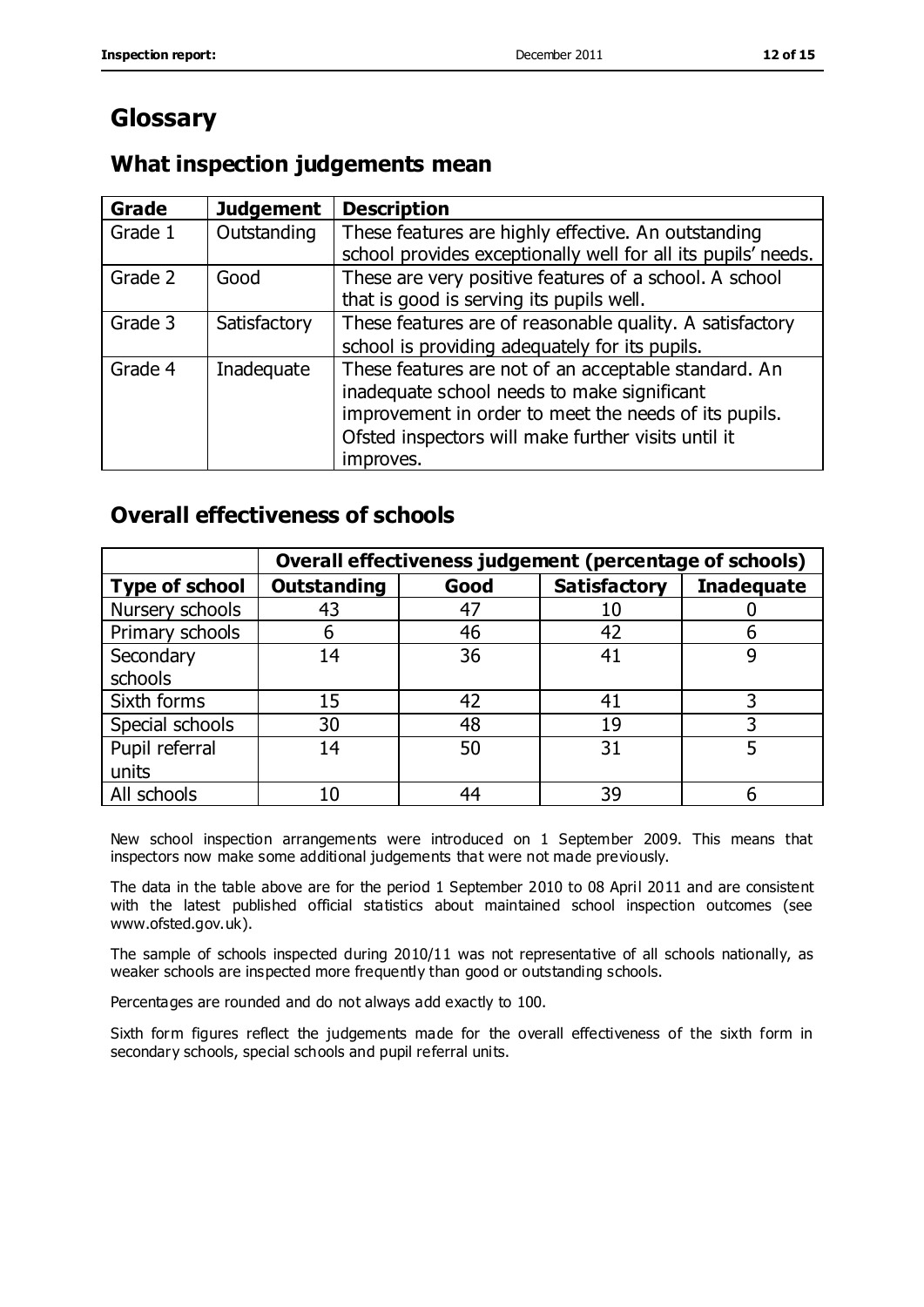# Glossary

## What inspection judgements mean

| Grade | Judgement | Description |
|---|---|---|
| Grade 1 | Outstanding | These features are highly effective. An outstanding school provides exceptionally well for all its pupils' needs. |
| Grade 2 | Good | These are very positive features of a school. A school that is good is serving its pupils well. |
| Grade 3 | Satisfactory | These features are of reasonable quality. A satisfactory school is providing adequately for its pupils. |
| Grade 4 | Inadequate | These features are not of an acceptable standard. An inadequate school needs to make significant improvement in order to meet the needs of its pupils. Ofsted inspectors will make further visits until it improves. |

## Overall effectiveness of schools

| | Overall effectiveness judgement (percentage of schools) | | | |
|---|---|---|---|---|
| **Type of school** | **Outstanding** | **Good** | **Satisfactory** | **Inadequate** |
| Nursery schools | 43 | 47 | 10 | 0 |
| Primary schools | 6 | 46 | 42 | 6 |
| Secondary schools | 14 | 36 | 41 | 9 |
| Sixth forms | 15 | 42 | 41 | 3 |
| Special schools | 30 | 48 | 19 | 3 |
| Pupil referral units | 14 | 50 | 31 | 5 |
| All schools | 10 | 44 | 39 | 6 |

New school inspection arrangements were introduced on 1 September 2009. This means that inspectors now make some additional judgements that were not made previously.

The data in the table above are for the period 1 September 2010 to 08 April 2011 and are consistent with the latest published official statistics about maintained school inspection outcomes (see www.ofsted.gov.uk).

The sample of schools inspected during 2010/11 was not representative of all schools nationally, as weaker schools are inspected more frequently than good or outstanding schools.

Percentages are rounded and do not always add exactly to 100.

Sixth form figures reflect the judgements made for the overall effectiveness of the sixth form in secondary schools, special schools and pupil referral units.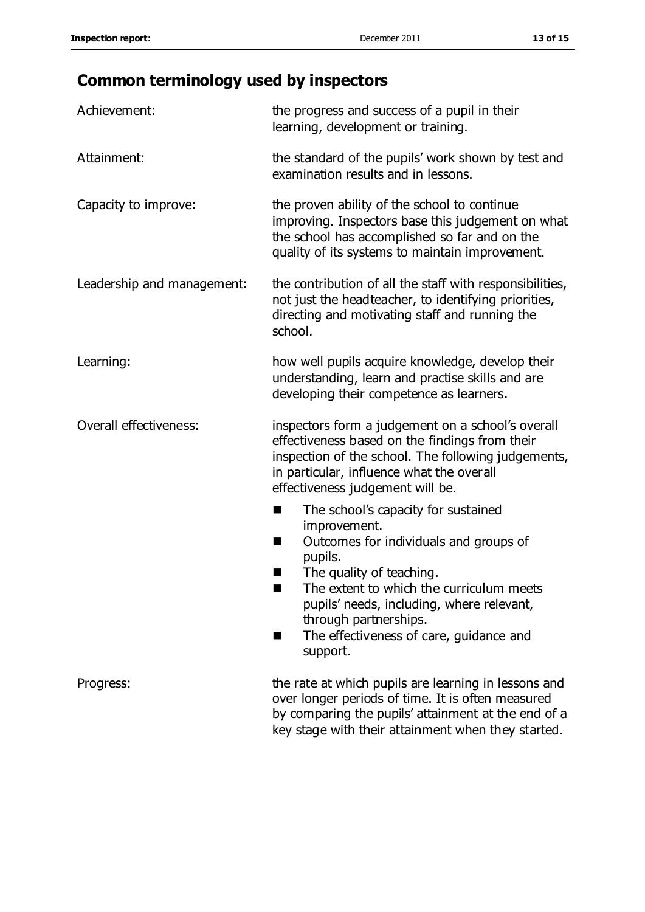## Common terminology used by inspectors

| | |
|---|---|
| Achievement: | the progress and success of a pupil in their learning, development or training. |
| Attainment: | the standard of the pupils' work shown by test and examination results and in lessons. |
| Capacity to improve: | the proven ability of the school to continue improving. Inspectors base this judgement on what the school has accomplished so far and on the quality of its systems to maintain improvement. |
| Leadership and management: | the contribution of all the staff with responsibilities, not just the headteacher, to identifying priorities, directing and motivating staff and running the school. |
| Learning: | how well pupils acquire knowledge, develop their understanding, learn and practise skills and are developing their competence as learners. |
| Overall effectiveness: | inspectors form a judgement on a school's overall effectiveness based on the findings from their inspection of the school. The following judgements, in particular, influence what the overall effectiveness judgement will be. <br>■ The school's capacity for sustained improvement.<br>■ Outcomes for individuals and groups of pupils.<br>■ The quality of teaching.<br>■ The extent to which the curriculum meets pupils' needs, including, where relevant, through partnerships.<br>■ The effectiveness of care, guidance and support. |
| Progress: | the rate at which pupils are learning in lessons and over longer periods of time. It is often measured by comparing the pupils' attainment at the end of a key stage with their attainment when they started. |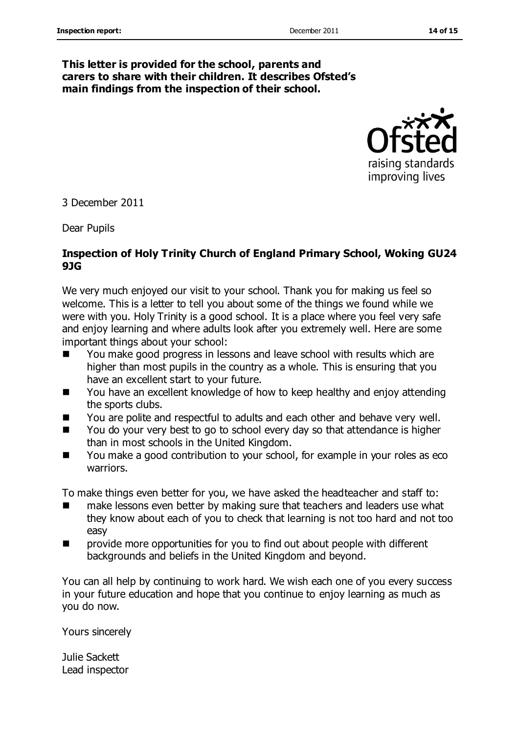**This letter is provided for the school, parents and carers to share with their children. It describes Ofsted's main findings from the inspection of their school.**

3 December 2011

Dear Pupils

**Inspection of Holy Trinity Church of England Primary School, Woking GU24 9JG**

We very much enjoyed our visit to your school. Thank you for making us feel so welcome. This is a letter to tell you about some of the things we found while we were with you. Holy Trinity is a good school. It is a place where you feel very safe and enjoy learning and where adults look after you extremely well. Here are some important things about your school:

- You make good progress in lessons and leave school with results which are higher than most pupils in the country as a whole. This is ensuring that you have an excellent start to your future.
- You have an excellent knowledge of how to keep healthy and enjoy attending the sports clubs.
- You are polite and respectful to adults and each other and behave very well.
- You do your very best to go to school every day so that attendance is higher than in most schools in the United Kingdom.
- You make a good contribution to your school, for example in your roles as eco warriors.

To make things even better for you, we have asked the headteacher and staff to:

- make lessons even better by making sure that teachers and leaders use what they know about each of you to check that learning is not too hard and not too easy
- provide more opportunities for you to find out about people with different backgrounds and beliefs in the United Kingdom and beyond.

You can all help by continuing to work hard. We wish each one of you every success in your future education and hope that you continue to enjoy learning as much as you do now.

Yours sincerely

Julie Sackett
Lead inspector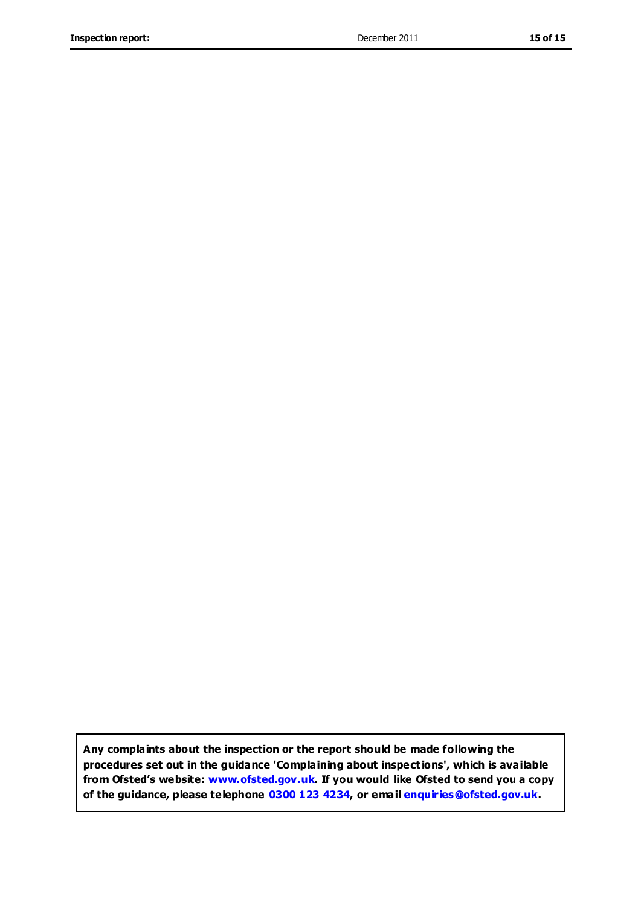**Any complaints about the inspection or the report should be made following the procedures set out in the guidance 'Complaining about inspections', which is available from Ofsted's website: www.ofsted.gov.uk. If you would like Ofsted to send you a copy of the guidance, please telephone 0300 123 4234, or email enquiries@ofsted.gov.uk.**